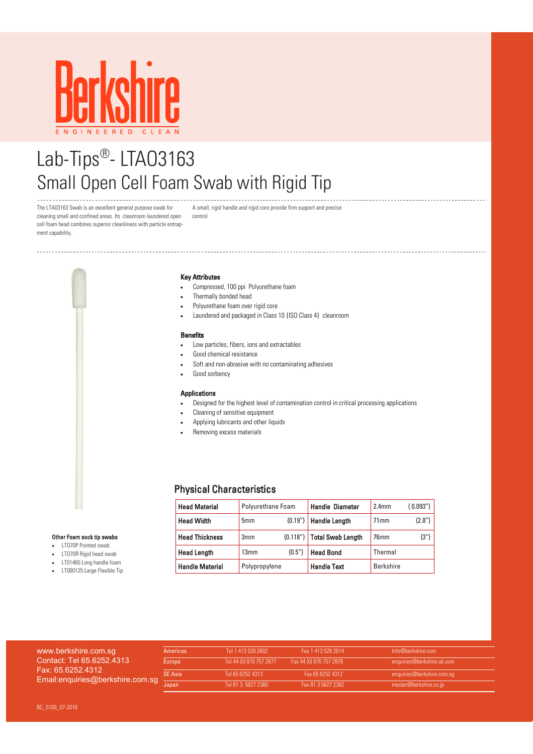# Berkshire

ENGINEERED CLEAN

# Lab-Tips®- LTA03163
## Small Open Cell Foam Swab with Rigid Tip

The LTA03163 Swab is an excellent general purpose swab for cleaning small and confined areas. Its cleanroom laundered open cell foam head combines superior cleanliness with particle entrapment capability.

A small, rigid handle and rigid core provide firm support and precise control

### Key Attributes

- Compressed, 100 ppi Polyurethane foam
- Thermally bonded head
- Polyurethane foam over rigid core
- Laundered and packaged in Class 10 {ISO Class 4} cleanroom

### Benefits

- Low particles, fibers, ions and extractables
- Good chemical resistance
- Soft and non-abrasive with no contaminating adhesives
- Good sorbency

### Applications

- Designed for the highest level of contamination control in critical processing applications
- Cleaning of sensitive equipment
- Applying lubricants and other liquids
- Removing excess materials

## Physical Characteristics

| | | | |
|---|---|---|---|
| **Head Material** | Polyurethane Foam | **Handle Diameter** | 2.4mm { 0.093"} |
| **Head Width** | 5mm {0.19"} | **Handle Length** | 71mm {2.8"} |
| **Head Thickness** | 3mm {0.118"} | **Total Swab Length** | 76mm {3"} |
| **Head Length** | 13mm {0.5"} | **Head Bond** | Thermal |
| **Handle Material** | Polypropylene | **Handle Text** | Berkshire |

**Other Foam sock tip swabs**

- LT070P Pointed swab
- LT070R Rigid head swab
- LT01465 Long handle foam
- LT000125 Large Flexible Tip

www.berkshire.com.sg
Contact: Tel 65.6252.4313
Fax: 65.6252.4312
Email:enquiries@berkshire.com.sg

| | | | |
|---|---|---|---|
| Americas | Tel 1 413 528 2602 | Fax 1 413 528 2614 | Info@berkshire.com |
| Europe | Tel 44 (0) 870 757 2877 | Fax 44 (0) 870 757 2878 | enquiries@berkshire.uk.com |
| SE Asia | Tel 65 6252 4313 | Fax 65 6252 4312 | enquiries@berkshire.com.sg |
| Japan | Tel 81 3 5827 2380 | Fax 81 3 5827 2382 | master@berkshire.co.jp |

BC_5100_07-2016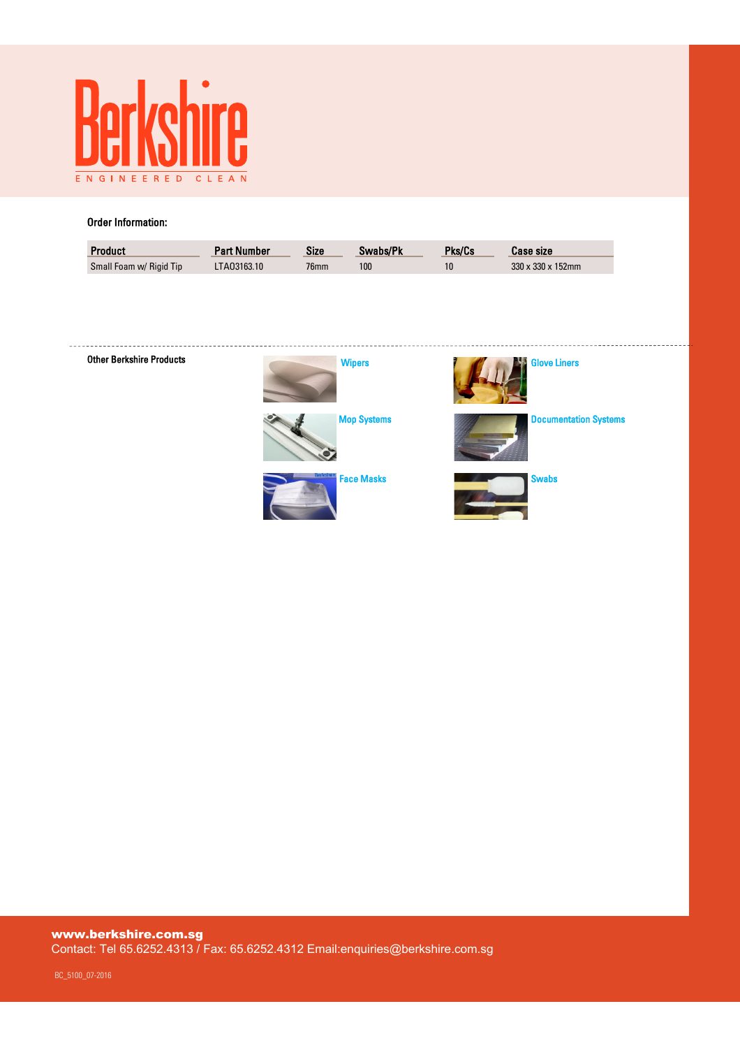Berkshire

ENGINEERED CLEAN

**Order Information:**

| Product | Part Number | Size | Swabs/Pk | Pks/Cs | Case size |
|---|---|---|---|---|---|
| Small Foam w/ Rigid Tip | LTA03163.10 | 76mm | 100 | 10 | 330 x 330 x 152mm |

**Other Berkshire Products**

- Wipers
- Glove Liners
- Mop Systems
- Documentation Systems
- Face Masks
- Swabs

**www.berkshire.com.sg**
Contact: Tel 65.6252.4313 / Fax: 65.6252.4312 Email:enquiries@berkshire.com.sg

BC_5100_07-2016